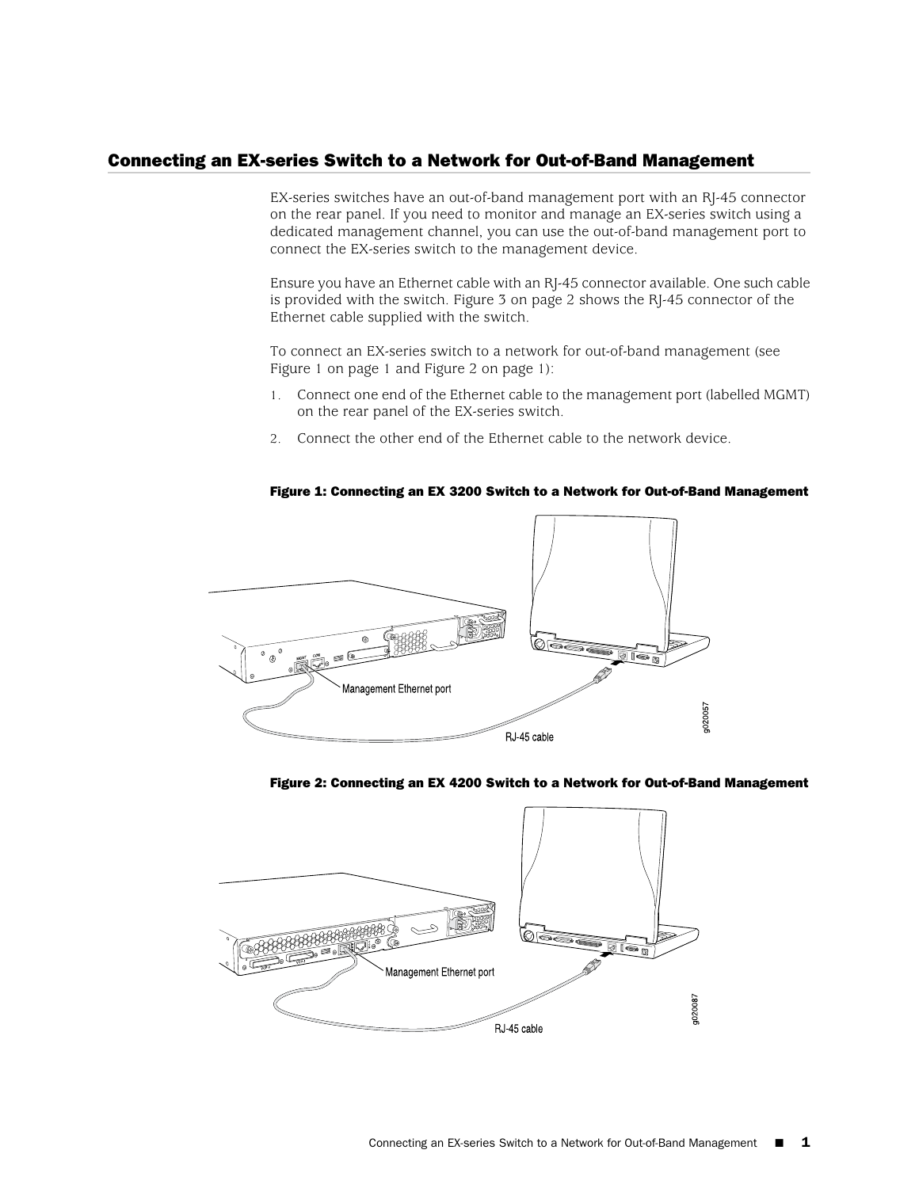## Connecting an EX-series Switch to a Network for Out-of-Band Management

EX-series switches have an out-of-band management port with an RJ-45 connector on the rear panel. If you need to monitor and manage an EX-series switch using a dedicated management channel, you can use the out-of-band management port to connect the EX-series switch to the management device.

Ensure you have an Ethernet cable with an RJ-45 connector available. One such cable is provided with the switch. Figure 3 on page 2 shows the RJ-45 connector of the Ethernet cable supplied with the switch.

To connect an EX-series switch to a network for out-of-band management (see Figure 1 on page 1 and Figure 2 on page 1):

1. Connect one end of the Ethernet cable to the management port (labelled MGMT) on the rear panel of the EX-series switch.
2. Connect the other end of the Ethernet cable to the network device.

**Figure 1: Connecting an EX 3200 Switch to a Network for Out-of-Band Management**

**Figure 2: Connecting an EX 4200 Switch to a Network for Out-of-Band Management**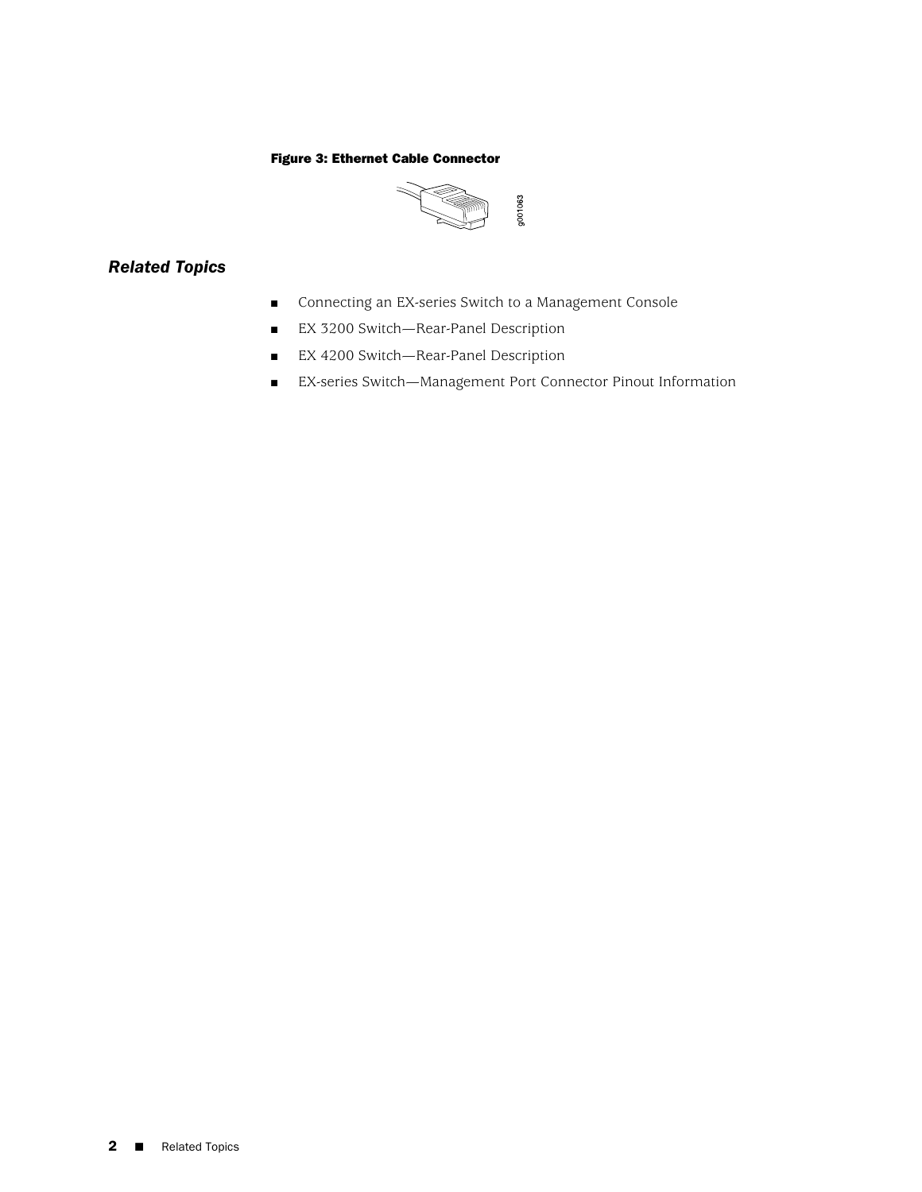**Figure 3: Ethernet Cable Connector**

## *Related Topics*

- Connecting an EX-series Switch to a Management Console
- EX 3200 Switch—Rear-Panel Description
- EX 4200 Switch—Rear-Panel Description
- EX-series Switch—Management Port Connector Pinout Information